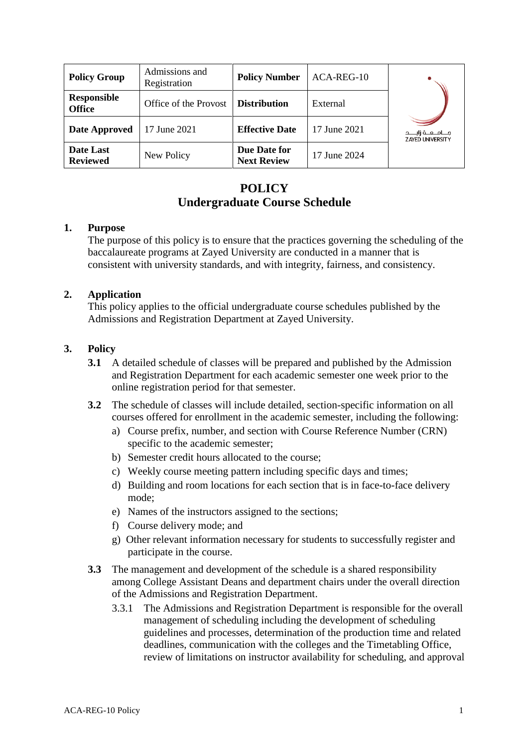| Policy Group | Admissions and Registration | Policy Number | ACA-REG-10 | جامعة زايد ZAYED UNIVERSITY |
|---|---|---|---|---|
| Responsible Office | Office of the Provost | Distribution | External | |
| Date Approved | 17 June 2021 | Effective Date | 17 June 2021 | |
| Date Last Reviewed | New Policy | Due Date for Next Review | 17 June 2024 | |

# POLICY
# Undergraduate Course Schedule

## 1. Purpose

The purpose of this policy is to ensure that the practices governing the scheduling of the baccalaureate programs at Zayed University are conducted in a manner that is consistent with university standards, and with integrity, fairness, and consistency.

## 2. Application

This policy applies to the official undergraduate course schedules published by the Admissions and Registration Department at Zayed University.

## 3. Policy

**3.1** A detailed schedule of classes will be prepared and published by the Admission and Registration Department for each academic semester one week prior to the online registration period for that semester.

**3.2** The schedule of classes will include detailed, section-specific information on all courses offered for enrollment in the academic semester, including the following:

a) Course prefix, number, and section with Course Reference Number (CRN) specific to the academic semester;
b) Semester credit hours allocated to the course;
c) Weekly course meeting pattern including specific days and times;
d) Building and room locations for each section that is in face-to-face delivery mode;
e) Names of the instructors assigned to the sections;
f) Course delivery mode; and
g) Other relevant information necessary for students to successfully register and participate in the course.

**3.3** The management and development of the schedule is a shared responsibility among College Assistant Deans and department chairs under the overall direction of the Admissions and Registration Department.

3.3.1 The Admissions and Registration Department is responsible for the overall management of scheduling including the development of scheduling guidelines and processes, determination of the production time and related deadlines, communication with the colleges and the Timetabling Office, review of limitations on instructor availability for scheduling, and approval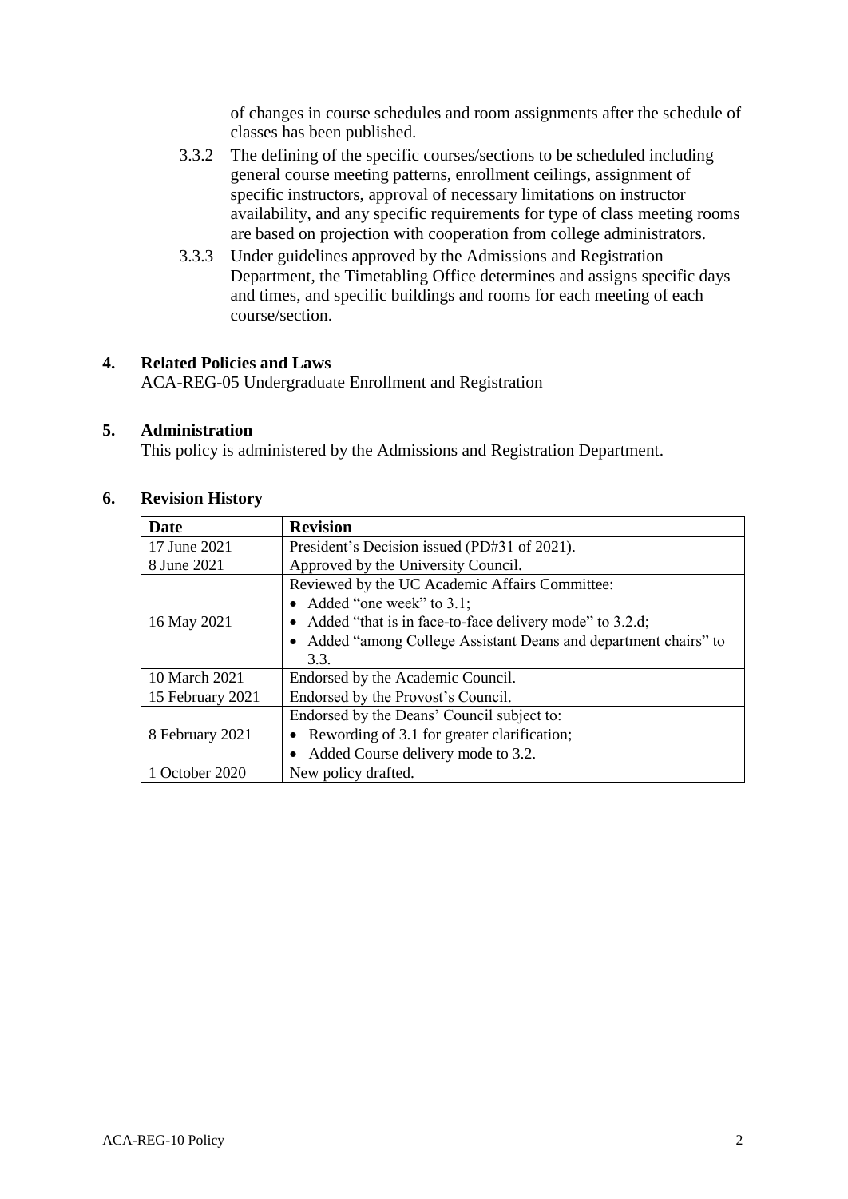of changes in course schedules and room assignments after the schedule of classes has been published.

3.3.2 The defining of the specific courses/sections to be scheduled including general course meeting patterns, enrollment ceilings, assignment of specific instructors, approval of necessary limitations on instructor availability, and any specific requirements for type of class meeting rooms are based on projection with cooperation from college administrators.

3.3.3 Under guidelines approved by the Admissions and Registration Department, the Timetabling Office determines and assigns specific days and times, and specific buildings and rooms for each meeting of each course/section.

## 4. Related Policies and Laws

ACA-REG-05 Undergraduate Enrollment and Registration

## 5. Administration

This policy is administered by the Admissions and Registration Department.

## 6. Revision History

| Date | Revision |
|---|---|
| 17 June 2021 | President's Decision issued (PD#31 of 2021). |
| 8 June 2021 | Approved by the University Council. |
| 16 May 2021 | Reviewed by the UC Academic Affairs Committee:<br>• Added "one week" to 3.1;<br>• Added "that is in face-to-face delivery mode" to 3.2.d;<br>• Added "among College Assistant Deans and department chairs" to 3.3. |
| 10 March 2021 | Endorsed by the Academic Council. |
| 15 February 2021 | Endorsed by the Provost's Council. |
| 8 February 2021 | Endorsed by the Deans' Council subject to:<br>• Rewording of 3.1 for greater clarification;<br>• Added Course delivery mode to 3.2. |
| 1 October 2020 | New policy drafted. |